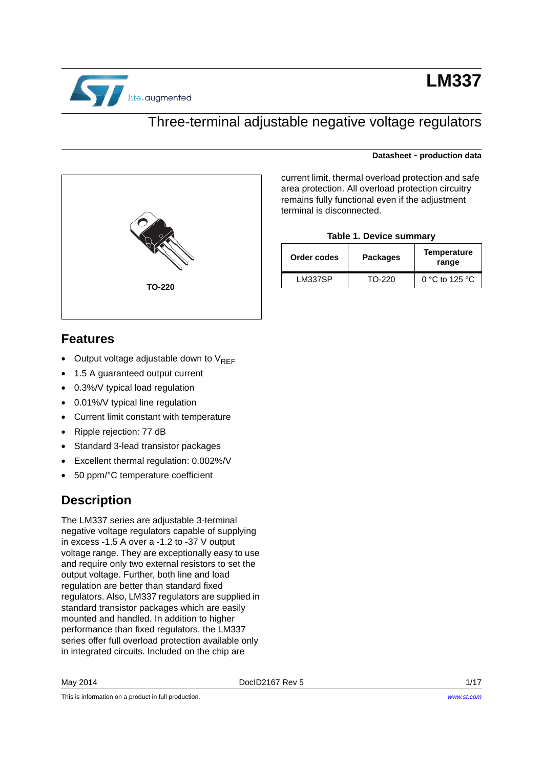# LM337

## Three-terminal adjustable negative voltage regulators

**Datasheet - production data**

TO-220

## Features

- Output voltage adjustable down to $V_{REF}$
- 1.5 A guaranteed output current
- 0.3%/V typical load regulation
- 0.01%/V typical line regulation
- Current limit constant with temperature
- Ripple rejection: 77 dB
- Standard 3-lead transistor packages
- Excellent thermal regulation: 0.002%/V
- 50 ppm/°C temperature coefficient

## Description

The LM337 series are adjustable 3-terminal negative voltage regulators capable of supplying in excess -1.5 A over a -1.2 to -37 V output voltage range. They are exceptionally easy to use and require only two external resistors to set the output voltage. Further, both line and load regulation are better than standard fixed regulators. Also, LM337 regulators are supplied in standard transistor packages which are easily mounted and handled. In addition to higher performance than fixed regulators, the LM337 series offer full overload protection available only in integrated circuits. Included on the chip are current limit, thermal overload protection and safe area protection. All overload protection circuitry remains fully functional even if the adjustment terminal is disconnected.

**Table 1. Device summary**

| Order codes | Packages | Temperature range |
|---|---|---|
| LM337SP | TO-220 | 0 °C to 125 °C |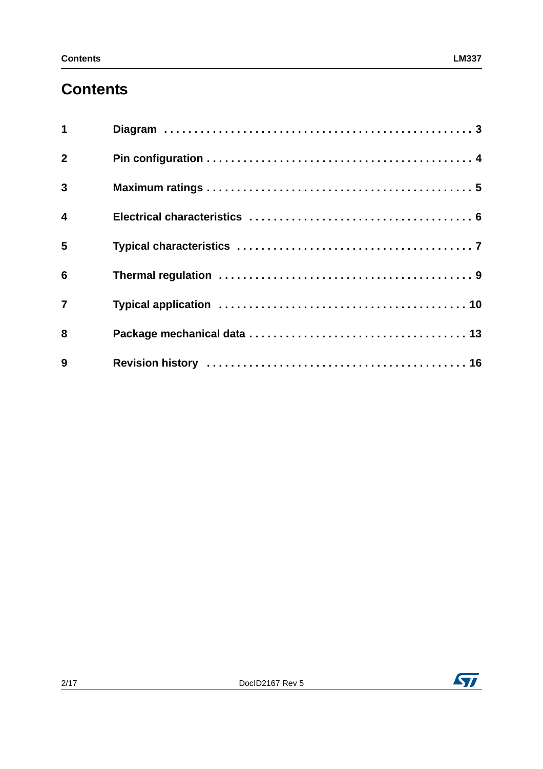# Contents

| | | |
|---|---|---|
| 1 | Diagram | 3 |
| 2 | Pin configuration | 4 |
| 3 | Maximum ratings | 5 |
| 4 | Electrical characteristics | 6 |
| 5 | Typical characteristics | 7 |
| 6 | Thermal regulation | 9 |
| 7 | Typical application | 10 |
| 8 | Package mechanical data | 13 |
| 9 | Revision history | 16 |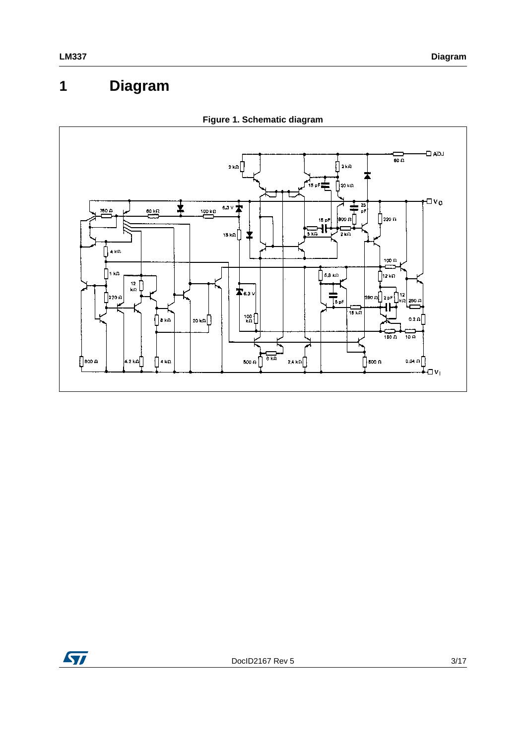# 1 Diagram

**Figure 1. Schematic diagram**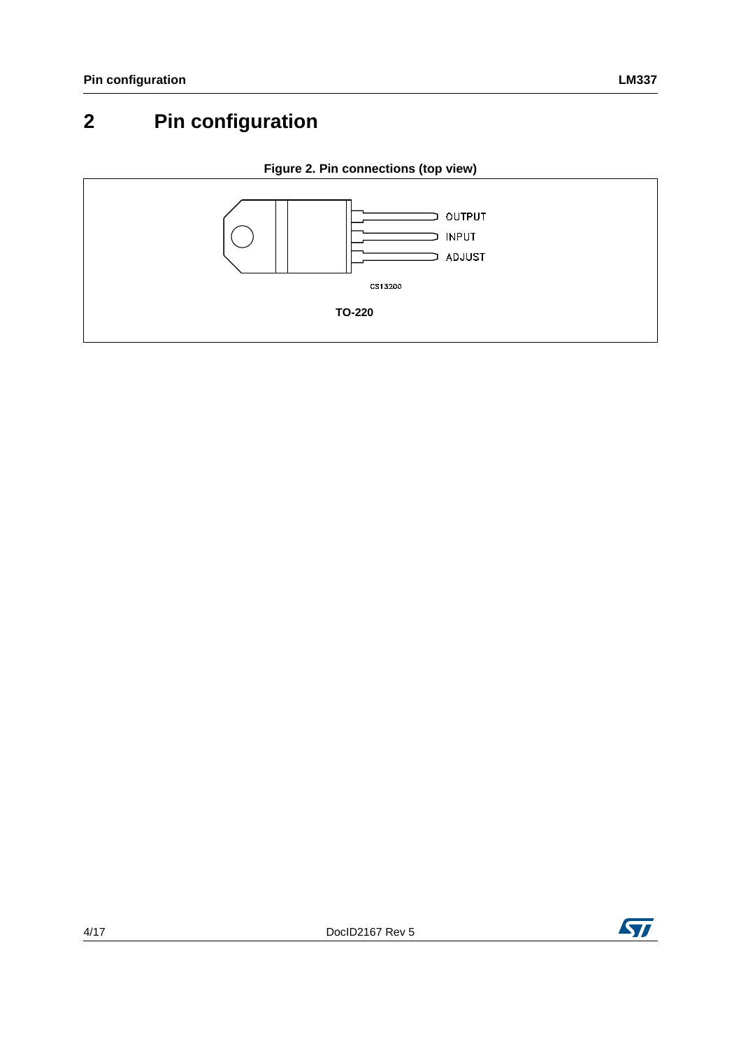# 2 Pin configuration

**Figure 2. Pin connections (top view)**

OUTPUT

INPUT

ADJUST

CS13200

**TO-220**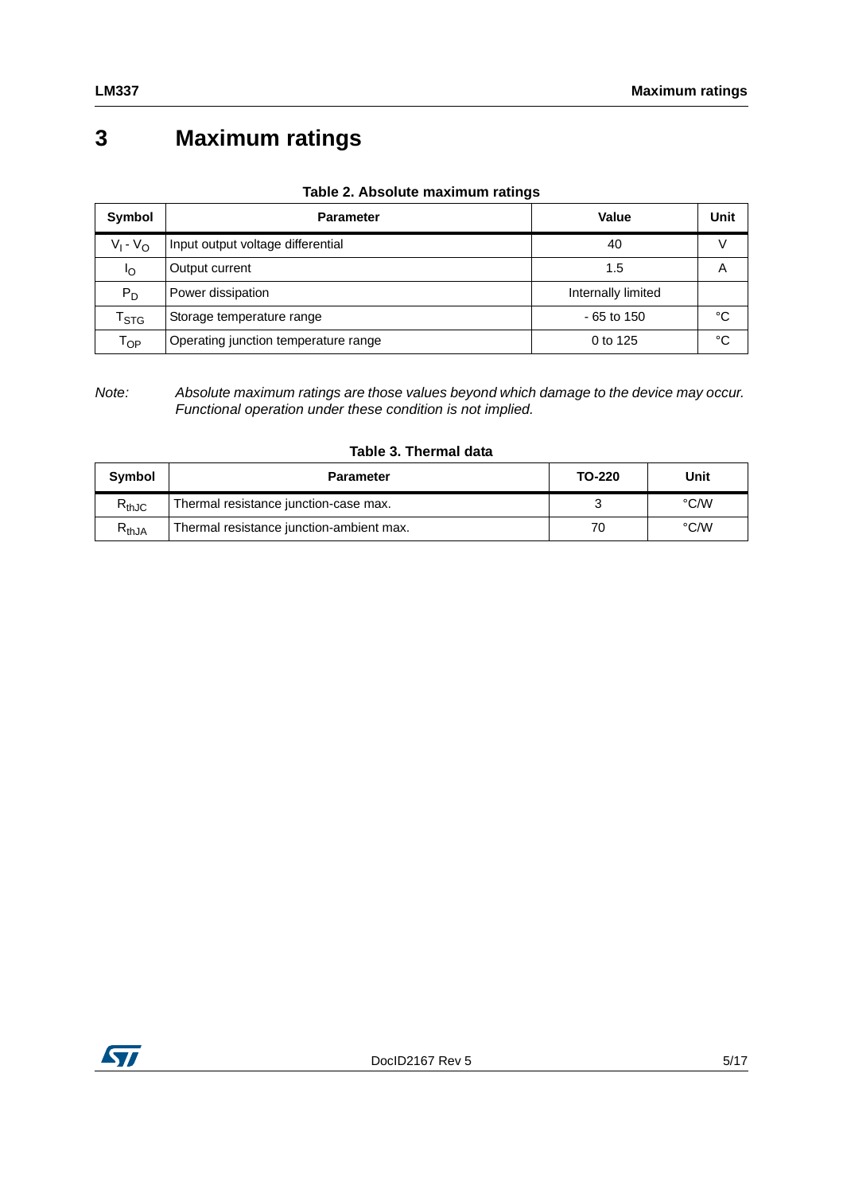# 3 Maximum ratings

**Table 2. Absolute maximum ratings**

| Symbol | Parameter | Value | Unit |
|---|---|---|---|
| $V_I - V_O$ | Input output voltage differential | 40 | V |
| $I_O$ | Output current | 1.5 | A |
| $P_D$ | Power dissipation | Internally limited | |
| $T_{STG}$ | Storage temperature range | - 65 to 150 | °C |
| $T_{OP}$ | Operating junction temperature range | 0 to 125 | °C |

*Note: Absolute maximum ratings are those values beyond which damage to the device may occur. Functional operation under these condition is not implied.*

**Table 3. Thermal data**

| Symbol | Parameter | TO-220 | Unit |
|---|---|---|---|
| $R_{thJC}$ | Thermal resistance junction-case max. | 3 | °C/W |
| $R_{thJA}$ | Thermal resistance junction-ambient max. | 70 | °C/W |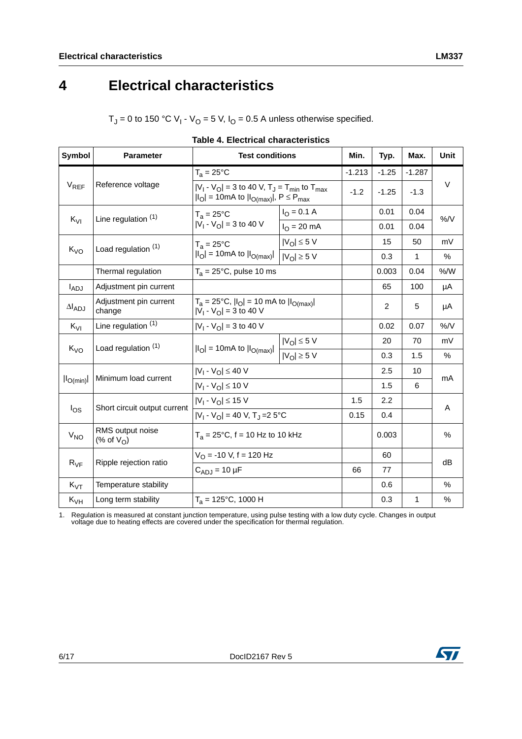# 4 Electrical characteristics

$T_J$ = 0 to 150 °C $V_I$ - $V_O$ = 5 V, $I_O$ = 0.5 A unless otherwise specified.

**Table 4. Electrical characteristics**

| Symbol | Parameter | Test conditions | | Min. | Typ. | Max. | Unit |
|---|---|---|---|---|---|---|---|
| $V_{REF}$ | Reference voltage | $T_a$ = 25°C | | -1.213 | -1.25 | -1.287 | V |
| | | $\|V_I - V_O\|$ = 3 to 40 V, $T_J = T_{min}$ to $T_{max}$ $\|I_O\|$ = 10mA to $\|I_{O(max)}\|$, $P \leq P_{max}$ | | -1.2 | -1.25 | -1.3 | |
| $K_{VI}$ | Line regulation (1) | $T_a$ = 25°C $\|V_I - V_O\|$ = 3 to 40 V | $I_O$ = 0.1 A | | 0.01 | 0.04 | %/V |
| | | | $I_O$ = 20 mA | | 0.01 | 0.04 | |
| $K_{VO}$ | Load regulation (1) | $T_a$ = 25°C $\|I_O\|$ = 10mA to $\|I_{O(max)}\|$ | $\|V_O\| \leq 5$ V | | 15 | 50 | mV |
| | | | $\|V_O\| \geq 5$ V | | 0.3 | 1 | % |
| | Thermal regulation | $T_a$ = 25°C, pulse 10 ms | | | 0.003 | 0.04 | %/W |
| $I_{ADJ}$ | Adjustment pin current | | | | 65 | 100 | µA |
| $\Delta I_{ADJ}$ | Adjustment pin current change | $T_a$ = 25°C, $\|I_O\|$ = 10 mA to $\|I_{O(max)}\|$ $\|V_I - V_O\|$ = 3 to 40 V | | | 2 | 5 | µA |
| $K_{VI}$ | Line regulation (1) | $\|V_I - V_O\|$ = 3 to 40 V | | | 0.02 | 0.07 | %/V |
| $K_{VO}$ | Load regulation (1) | $\|I_O\|$ = 10mA to $\|I_{O(max)}\|$ | $\|V_O\| \leq 5$ V | | 20 | 70 | mV |
| | | | $\|V_O\| \geq 5$ V | | 0.3 | 1.5 | % |
| $\|I_{O(min)}\|$ | Minimum load current | $\|V_I - V_O\| \leq 40$ V | | | 2.5 | 10 | mA |
| | | $\|V_I - V_O\| \leq 10$ V | | | 1.5 | 6 | |
| $I_{OS}$ | Short circuit output current | $\|V_I - V_O\| \leq 15$ V | | 1.5 | 2.2 | | A |
| | | $\|V_I - V_O\|$ = 40 V, $T_J$ =2 5°C | | 0.15 | 0.4 | | |
| $V_{NO}$ | RMS output noise (% of $V_O$) | $T_a$ = 25°C, f = 10 Hz to 10 kHz | | | 0.003 | | % |
| $R_{VF}$ | Ripple rejection ratio | $V_O$ = -10 V, f = 120 Hz | | | 60 | | dB |
| | | $C_{ADJ}$ = 10 µF | | 66 | 77 | | |
| $K_{VT}$ | Temperature stability | | | | 0.6 | | % |
| $K_{VH}$ | Long term stability | $T_a$ = 125°C, 1000 H | | | 0.3 | 1 | % |

1. Regulation is measured at constant junction temperature, using pulse testing with a low duty cycle. Changes in output voltage due to heating effects are covered under the specification for thermal regulation.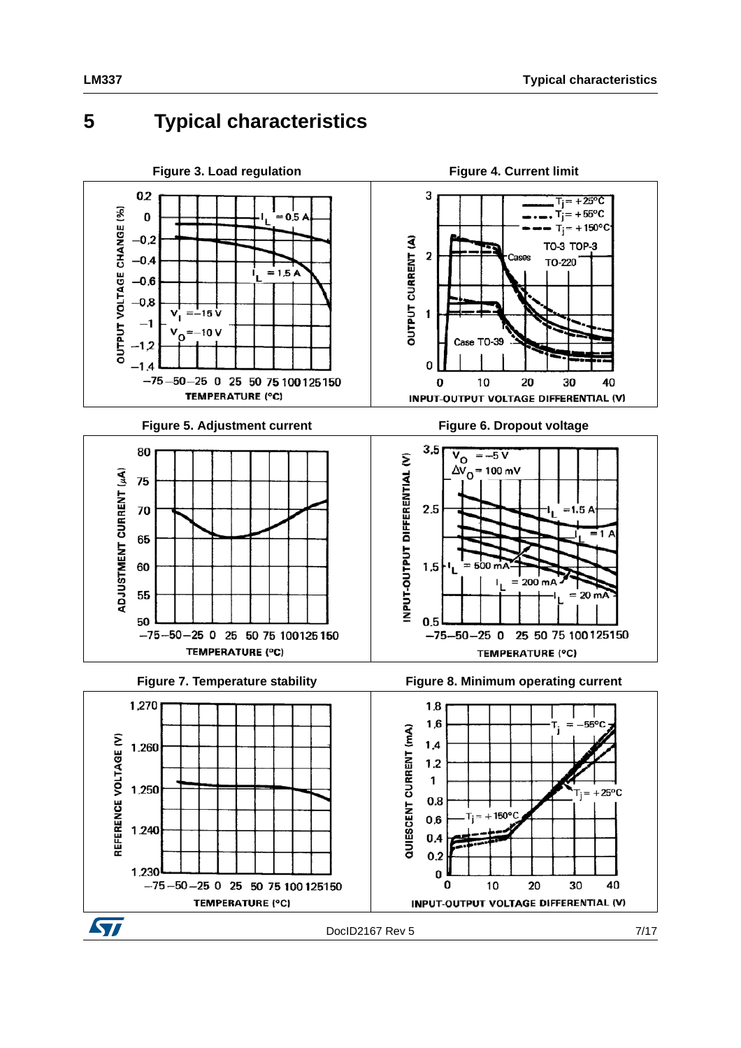# 5 Typical characteristics

**Figure 3. Load regulation**

**Figure 4. Current limit**

**Figure 5. Adjustment current**

**Figure 6. Dropout voltage**

**Figure 7. Temperature stability**

**Figure 8. Minimum operating current**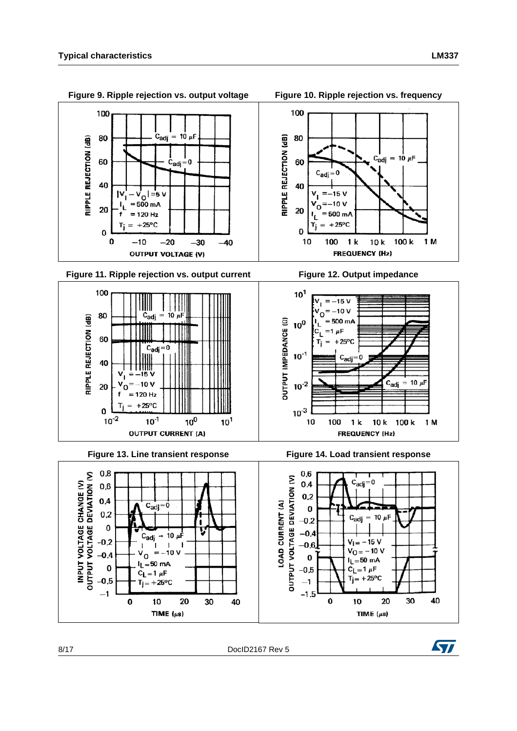## Typical characteristics

**Figure 9. Ripple rejection vs. output voltage**

**Figure 10. Ripple rejection vs. frequency**

**Figure 11. Ripple rejection vs. output current**

**Figure 12. Output impedance**

**Figure 13. Line transient response**

**Figure 14. Load transient response**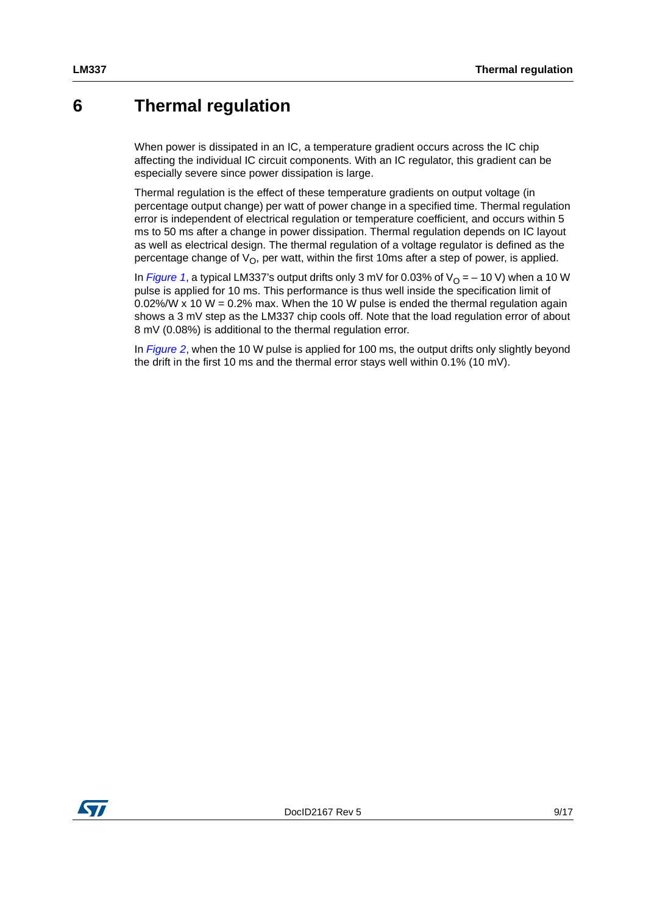# 6 Thermal regulation

When power is dissipated in an IC, a temperature gradient occurs across the IC chip affecting the individual IC circuit components. With an IC regulator, this gradient can be especially severe since power dissipation is large.

Thermal regulation is the effect of these temperature gradients on output voltage (in percentage output change) per watt of power change in a specified time. Thermal regulation error is independent of electrical regulation or temperature coefficient, and occurs within 5 ms to 50 ms after a change in power dissipation. Thermal regulation depends on IC layout as well as electrical design. The thermal regulation of a voltage regulator is defined as the percentage change of $V_O$, per watt, within the first 10ms after a step of power, is applied.

In *Figure 1*, a typical LM337's output drifts only 3 mV for 0.03% of $V_O = -10$ V) when a 10 W pulse is applied for 10 ms. This performance is thus well inside the specification limit of 0.02%/W x 10 W = 0.2% max. When the 10 W pulse is ended the thermal regulation again shows a 3 mV step as the LM337 chip cools off. Note that the load regulation error of about 8 mV (0.08%) is additional to the thermal regulation error.

In *Figure 2*, when the 10 W pulse is applied for 100 ms, the output drifts only slightly beyond the drift in the first 10 ms and the thermal error stays well within 0.1% (10 mV).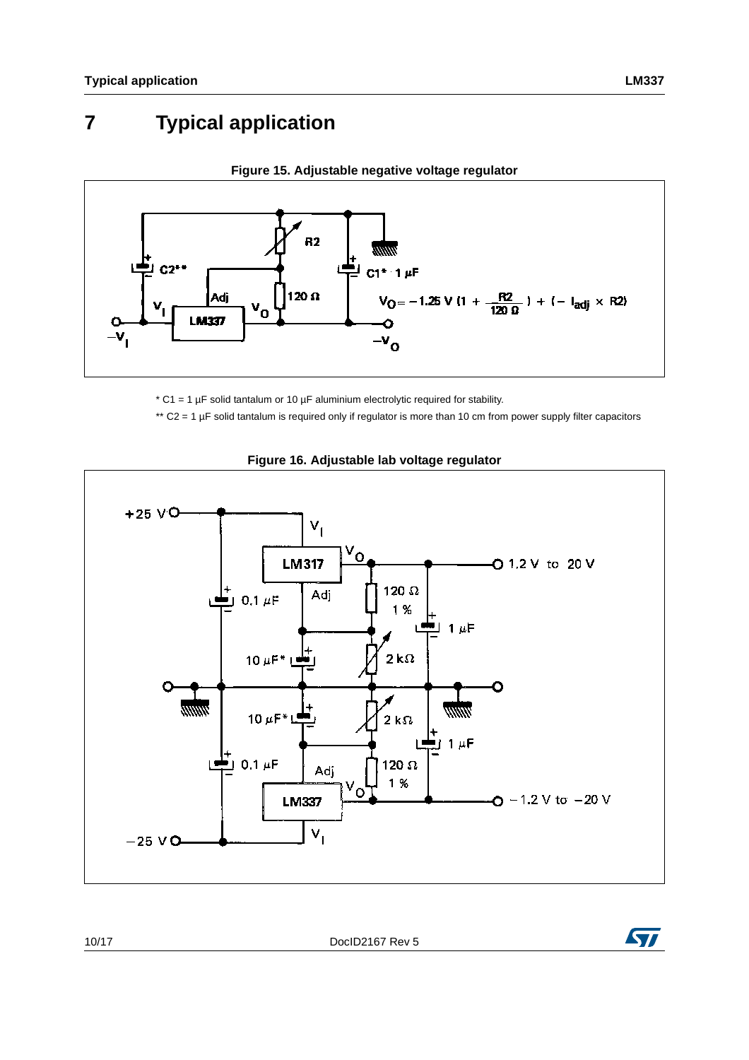# 7 Typical application

**Figure 15. Adjustable negative voltage regulator**

$$V_O = -1.25\ V\ (1 + \frac{R2}{120\ \Omega}) + (-\ I_{adj} \times R2)$$

\* C1 = 1 µF solid tantalum or 10 µF aluminium electrolytic required for stability.

\*\* C2 = 1 µF solid tantalum is required only if regulator is more than 10 cm from power supply filter capacitors

**Figure 16. Adjustable lab voltage regulator**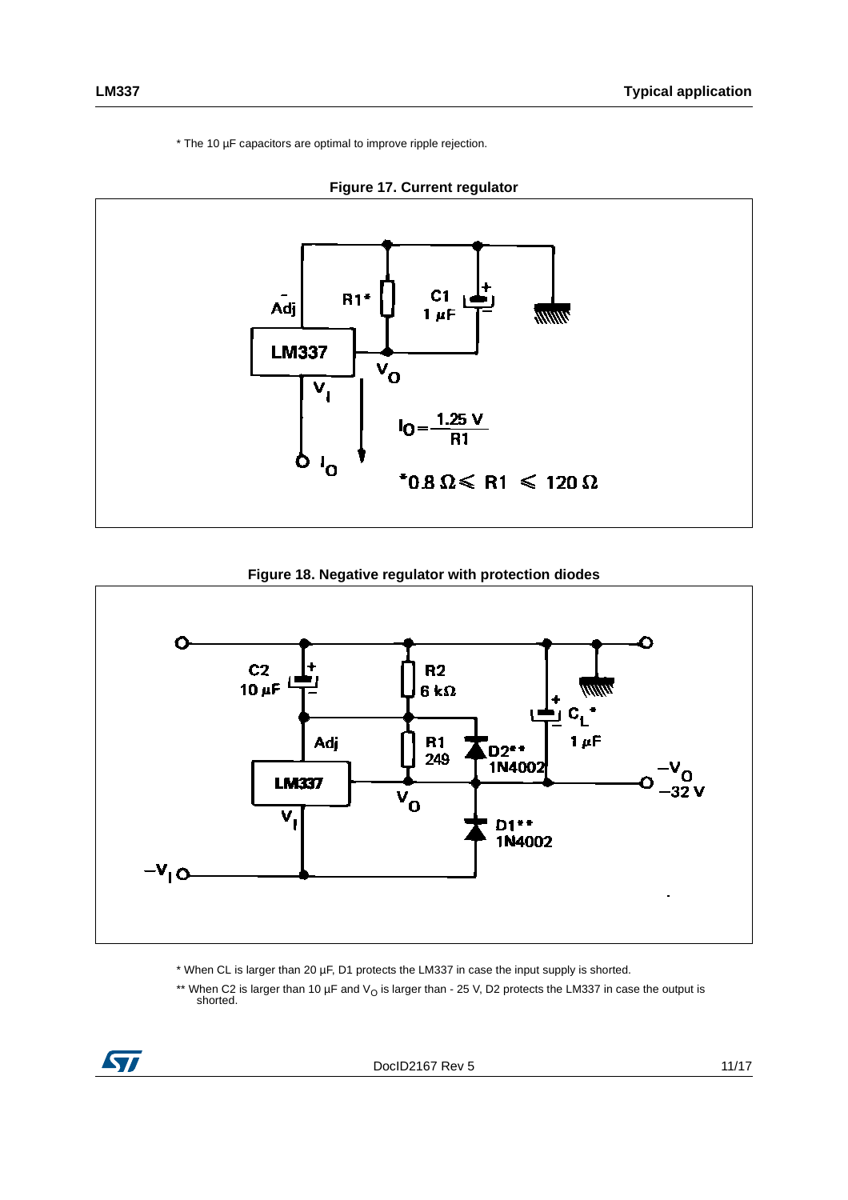* The 10 µF capacitors are optimal to improve ripple rejection.

**Figure 17. Current regulator**

$$I_O = \frac{1.25\ V}{R1}$$

$*0.8\ \Omega \leq R1 \leq 120\ \Omega$

**Figure 18. Negative regulator with protection diodes**

* When CL is larger than 20 µF, D1 protects the LM337 in case the input supply is shorted.

** When C2 is larger than 10 µF and $V_O$ is larger than - 25 V, D2 protects the LM337 in case the output is shorted.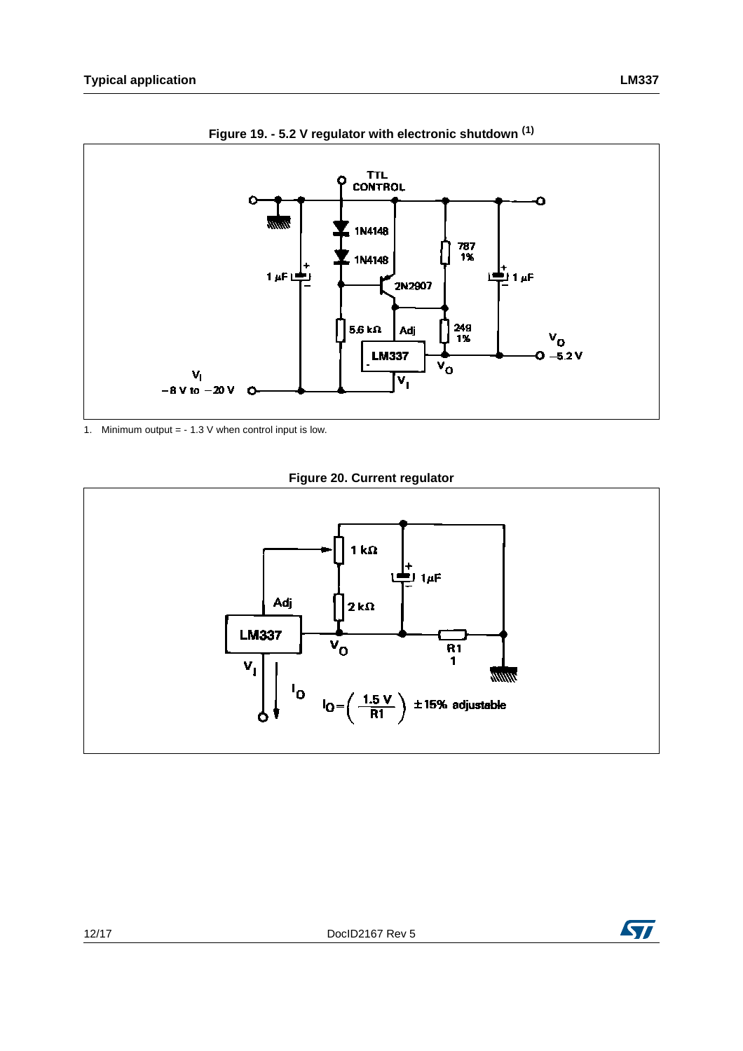**Figure 19. - 5.2 V regulator with electronic shutdown (1)**

1. Minimum output = - 1.3 V when control input is low.

**Figure 20. Current regulator**

$$I_O = \left( \frac{1.5\ V}{R1} \right) \pm 15\%\ \text{adjustable}$$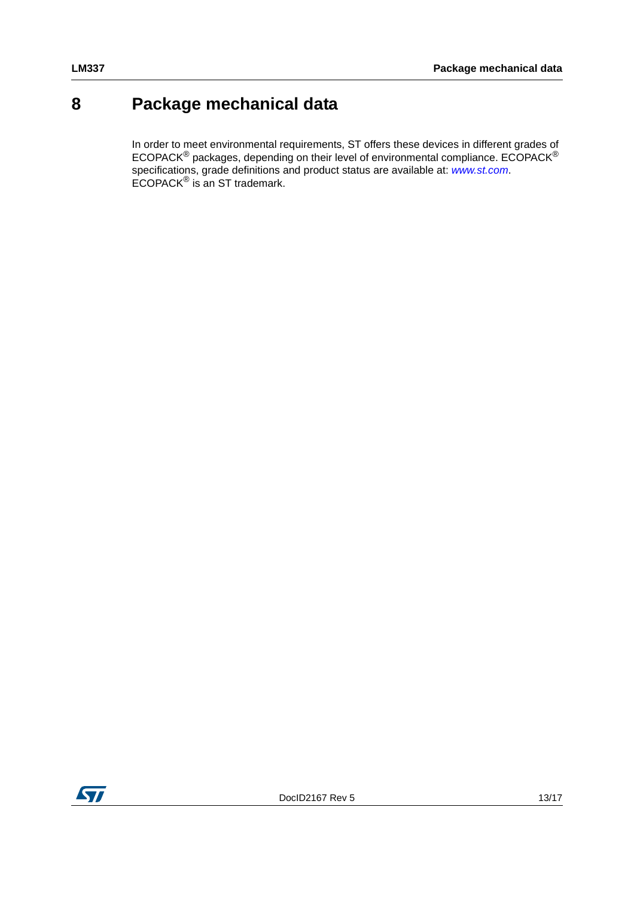# 8 Package mechanical data

In order to meet environmental requirements, ST offers these devices in different grades of ECOPACK® packages, depending on their level of environmental compliance. ECOPACK® specifications, grade definitions and product status are available at: *www.st.com*. ECOPACK® is an ST trademark.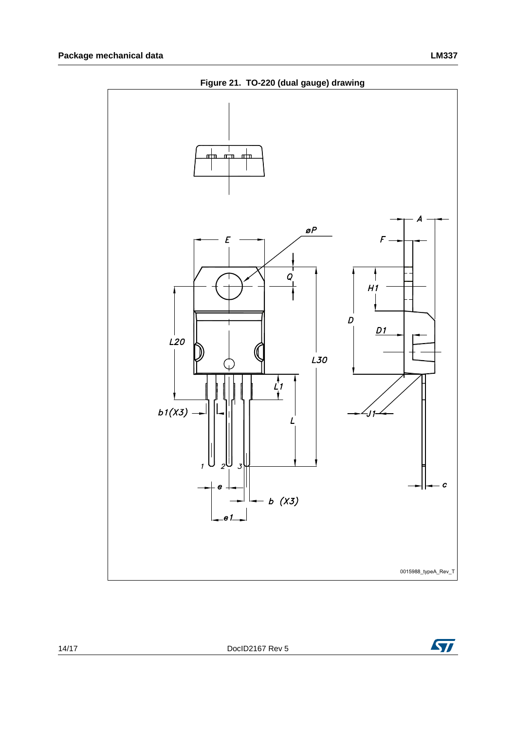**Figure 21. TO-220 (dual gauge) drawing**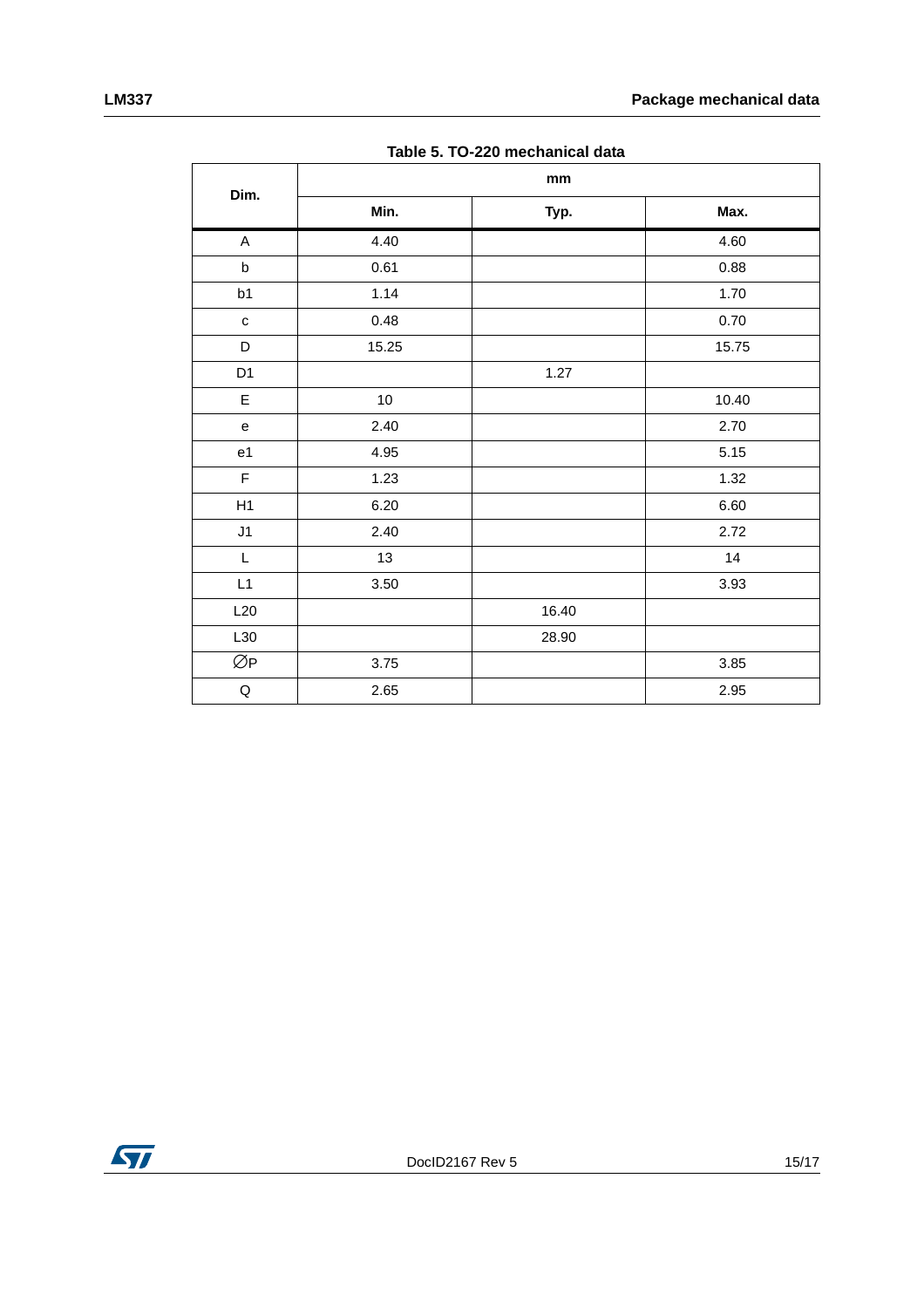**Table 5. TO-220 mechanical data**

| Dim. | mm | | |
|---|---|---|---|
| | Min. | Typ. | Max. |
| A | 4.40 | | 4.60 |
| b | 0.61 | | 0.88 |
| b1 | 1.14 | | 1.70 |
| c | 0.48 | | 0.70 |
| D | 15.25 | | 15.75 |
| D1 | | 1.27 | |
| E | 10 | | 10.40 |
| e | 2.40 | | 2.70 |
| e1 | 4.95 | | 5.15 |
| F | 1.23 | | 1.32 |
| H1 | 6.20 | | 6.60 |
| J1 | 2.40 | | 2.72 |
| L | 13 | | 14 |
| L1 | 3.50 | | 3.93 |
| L20 | | 16.40 | |
| L30 | | 28.90 | |
| ∅P | 3.75 | | 3.85 |
| Q | 2.65 | | 2.95 |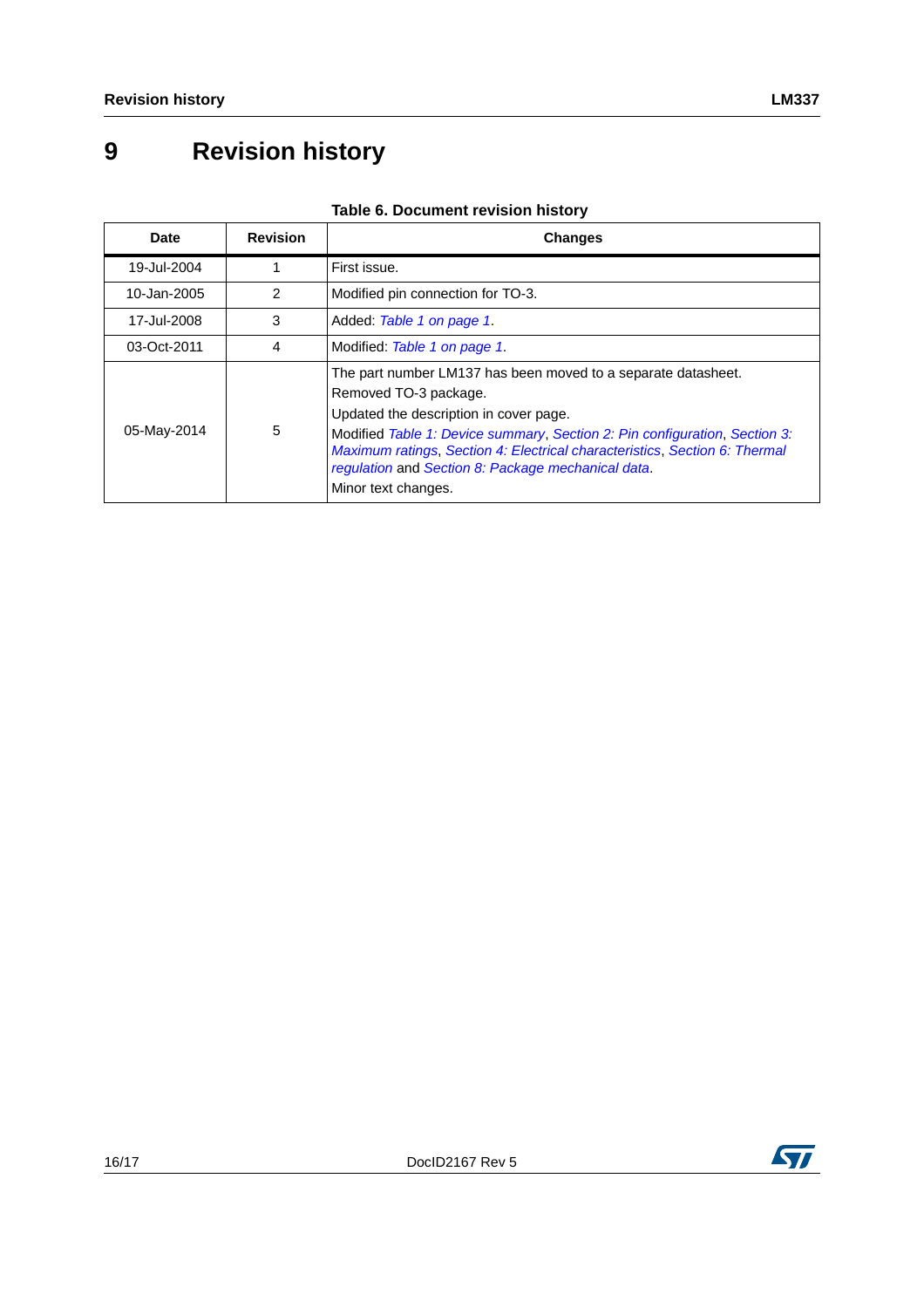# 9 Revision history

**Table 6. Document revision history**

| Date | Revision | Changes |
| --- | --- | --- |
| 19-Jul-2004 | 1 | First issue. |
| 10-Jan-2005 | 2 | Modified pin connection for TO-3. |
| 17-Jul-2008 | 3 | Added: *Table 1 on page 1*. |
| 03-Oct-2011 | 4 | Modified: *Table 1 on page 1*. |
| 05-May-2014 | 5 | The part number LM137 has been moved to a separate datasheet.<br>Removed TO-3 package.<br>Updated the description in cover page.<br>Modified *Table 1: Device summary*, *Section 2: Pin configuration*, *Section 3: Maximum ratings*, *Section 4: Electrical characteristics*, *Section 6: Thermal regulation* and *Section 8: Package mechanical data*.<br>Minor text changes. |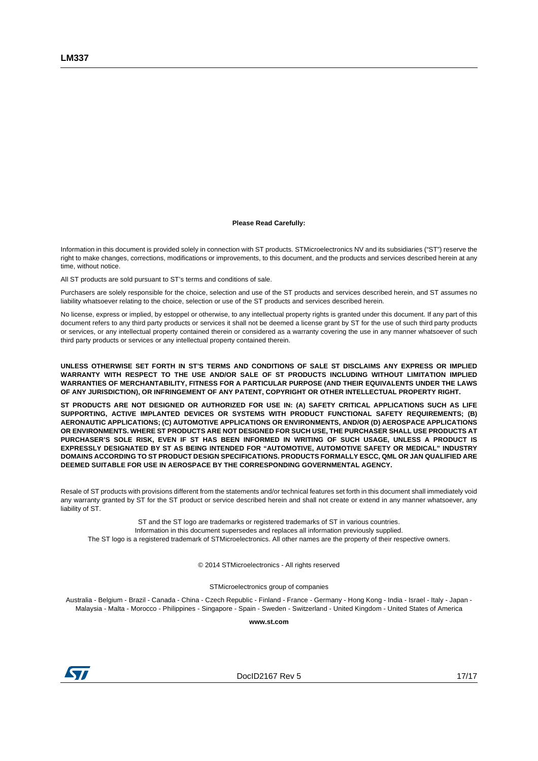**Please Read Carefully:**

Information in this document is provided solely in connection with ST products. STMicroelectronics NV and its subsidiaries ("ST") reserve the right to make changes, corrections, modifications or improvements, to this document, and the products and services described herein at any time, without notice.

All ST products are sold pursuant to ST's terms and conditions of sale.

Purchasers are solely responsible for the choice, selection and use of the ST products and services described herein, and ST assumes no liability whatsoever relating to the choice, selection or use of the ST products and services described herein.

No license, express or implied, by estoppel or otherwise, to any intellectual property rights is granted under this document. If any part of this document refers to any third party products or services it shall not be deemed a license grant by ST for the use of such third party products or services, or any intellectual property contained therein or considered as a warranty covering the use in any manner whatsoever of such third party products or services or any intellectual property contained therein.

**UNLESS OTHERWISE SET FORTH IN ST'S TERMS AND CONDITIONS OF SALE ST DISCLAIMS ANY EXPRESS OR IMPLIED WARRANTY WITH RESPECT TO THE USE AND/OR SALE OF ST PRODUCTS INCLUDING WITHOUT LIMITATION IMPLIED WARRANTIES OF MERCHANTABILITY, FITNESS FOR A PARTICULAR PURPOSE (AND THEIR EQUIVALENTS UNDER THE LAWS OF ANY JURISDICTION), OR INFRINGEMENT OF ANY PATENT, COPYRIGHT OR OTHER INTELLECTUAL PROPERTY RIGHT.**

**ST PRODUCTS ARE NOT DESIGNED OR AUTHORIZED FOR USE IN: (A) SAFETY CRITICAL APPLICATIONS SUCH AS LIFE SUPPORTING, ACTIVE IMPLANTED DEVICES OR SYSTEMS WITH PRODUCT FUNCTIONAL SAFETY REQUIREMENTS; (B) AERONAUTIC APPLICATIONS; (C) AUTOMOTIVE APPLICATIONS OR ENVIRONMENTS, AND/OR (D) AEROSPACE APPLICATIONS OR ENVIRONMENTS. WHERE ST PRODUCTS ARE NOT DESIGNED FOR SUCH USE, THE PURCHASER SHALL USE PRODUCTS AT PURCHASER'S SOLE RISK, EVEN IF ST HAS BEEN INFORMED IN WRITING OF SUCH USAGE, UNLESS A PRODUCT IS EXPRESSLY DESIGNATED BY ST AS BEING INTENDED FOR "AUTOMOTIVE, AUTOMOTIVE SAFETY OR MEDICAL" INDUSTRY DOMAINS ACCORDING TO ST PRODUCT DESIGN SPECIFICATIONS. PRODUCTS FORMALLY ESCC, QML OR JAN QUALIFIED ARE DEEMED SUITABLE FOR USE IN AEROSPACE BY THE CORRESPONDING GOVERNMENTAL AGENCY.**

Resale of ST products with provisions different from the statements and/or technical features set forth in this document shall immediately void any warranty granted by ST for the ST product or service described herein and shall not create or extend in any manner whatsoever, any liability of ST.

ST and the ST logo are trademarks or registered trademarks of ST in various countries.
Information in this document supersedes and replaces all information previously supplied.
The ST logo is a registered trademark of STMicroelectronics. All other names are the property of their respective owners.

© 2014 STMicroelectronics - All rights reserved

STMicroelectronics group of companies

Australia - Belgium - Brazil - Canada - China - Czech Republic - Finland - France - Germany - Hong Kong - India - Israel - Italy - Japan - Malaysia - Malta - Morocco - Philippines - Singapore - Spain - Sweden - Switzerland - United Kingdom - United States of America

**www.st.com**